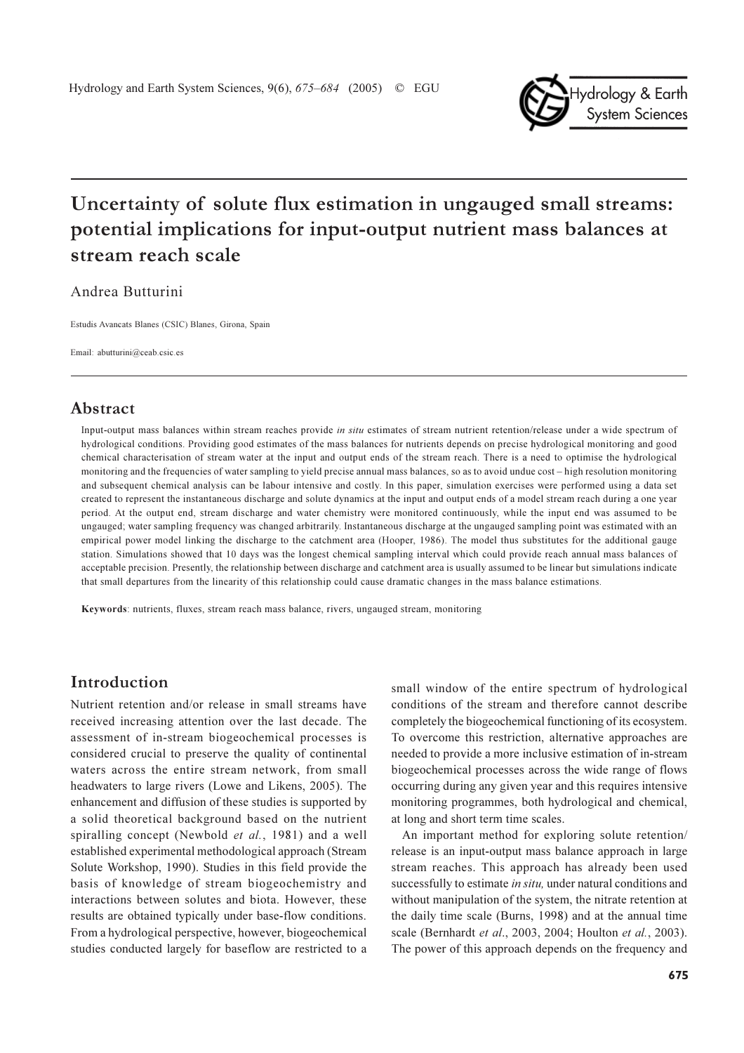# Uncertainty of solute flux estimation in ungauged small streams: potential implications for input-output nutrient mass balances at stream reach scale

Andrea Butturini

Estudis Avancats Blanes (CSIC) Blanes, Girona, Spain

Email: abutturini@ceab.csic.es

## Abstract

Input-output mass balances within stream reaches provide *in situ* estimates of stream nutrient retention/release under a wide spectrum of hydrological conditions. Providing good estimates of the mass balances for nutrients depends on precise hydrological monitoring and good chemical characterisation of stream water at the input and output ends of the stream reach. There is a need to optimise the hydrological monitoring and the frequencies of water sampling to yield precise annual mass balances, so as to avoid undue cost – high resolution monitoring and subsequent chemical analysis can be labour intensive and costly. In this paper, simulation exercises were performed using a data set created to represent the instantaneous discharge and solute dynamics at the input and output ends of a model stream reach during a one year period. At the output end, stream discharge and water chemistry were monitored continuously, while the input end was assumed to be ungauged; water sampling frequency was changed arbitrarily. Instantaneous discharge at the ungauged sampling point was estimated with an empirical power model linking the discharge to the catchment area (Hooper, 1986). The model thus substitutes for the additional gauge station. Simulations showed that 10 days was the longest chemical sampling interval which could provide reach annual mass balances of acceptable precision. Presently, the relationship between discharge and catchment area is usually assumed to be linear but simulations indicate that small departures from the linearity of this relationship could cause dramatic changes in the mass balance estimations.

**Keywords**: nutrients, fluxes, stream reach mass balance, rivers, ungauged stream, monitoring

## Introduction

Nutrient retention and/or release in small streams have received increasing attention over the last decade. The assessment of in-stream biogeochemical processes is considered crucial to preserve the quality of continental waters across the entire stream network, from small headwaters to large rivers (Lowe and Likens, 2005). The enhancement and diffusion of these studies is supported by a solid theoretical background based on the nutrient spiralling concept (Newbold *et al.*, 1981) and a well established experimental methodological approach (Stream Solute Workshop, 1990). Studies in this field provide the basis of knowledge of stream biogeochemistry and interactions between solutes and biota. However, these results are obtained typically under base-flow conditions. From a hydrological perspective, however, biogeochemical studies conducted largely for baseflow are restricted to a small window of the entire spectrum of hydrological conditions of the stream and therefore cannot describe completely the biogeochemical functioning of its ecosystem. To overcome this restriction, alternative approaches are needed to provide a more inclusive estimation of in-stream biogeochemical processes across the wide range of flows occurring during any given year and this requires intensive monitoring programmes, both hydrological and chemical, at long and short term time scales.

An important method for exploring solute retention/release is an input-output mass balance approach in large stream reaches. This approach has already been used successfully to estimate *in situ,* under natural conditions and without manipulation of the system, the nitrate retention at the daily time scale (Burns, 1998) and at the annual time scale (Bernhardt *et al*., 2003, 2004; Houlton *et al.*, 2003). The power of this approach depends on the frequency and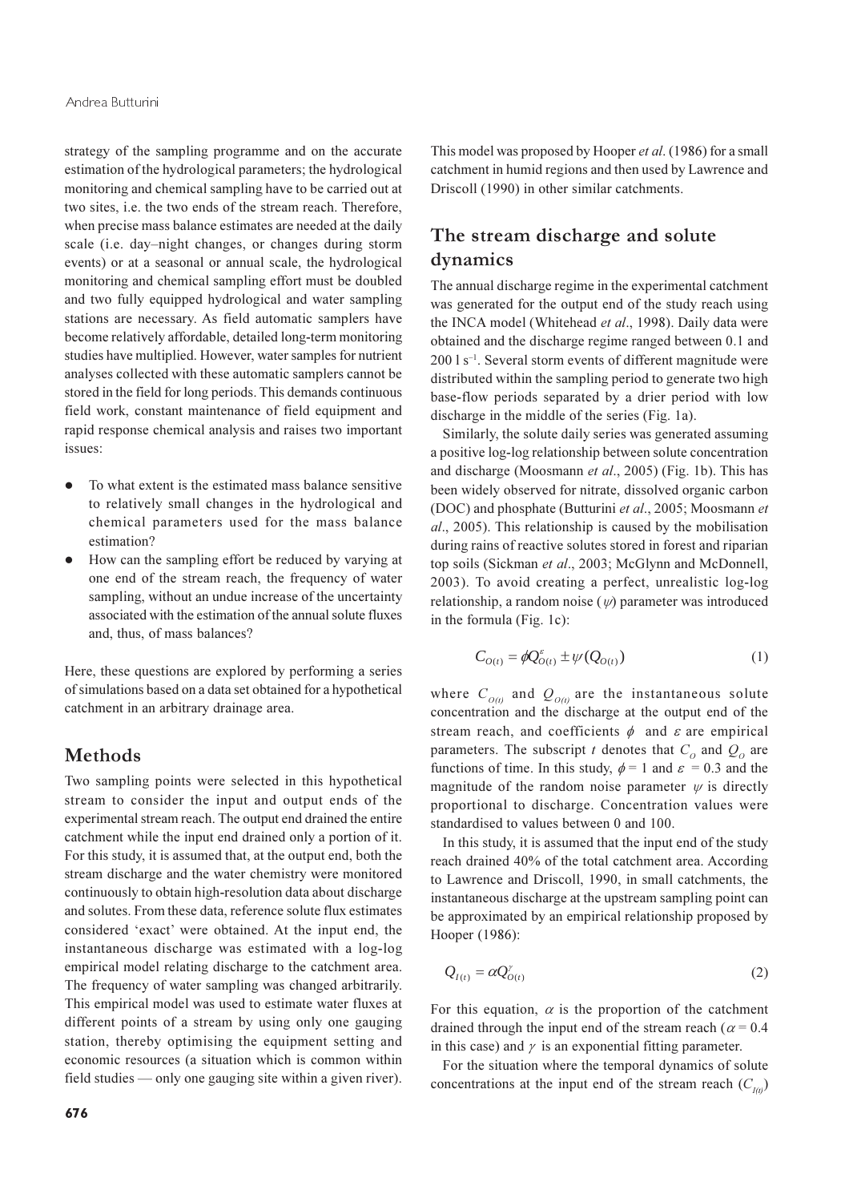strategy of the sampling programme and on the accurate estimation of the hydrological parameters; the hydrological monitoring and chemical sampling have to be carried out at two sites, i.e. the two ends of the stream reach. Therefore, when precise mass balance estimates are needed at the daily scale (i.e. day–night changes, or changes during storm events) or at a seasonal or annual scale, the hydrological monitoring and chemical sampling effort must be doubled and two fully equipped hydrological and water sampling stations are necessary. As field automatic samplers have become relatively affordable, detailed long-term monitoring studies have multiplied. However, water samples for nutrient analyses collected with these automatic samplers cannot be stored in the field for long periods. This demands continuous field work, constant maintenance of field equipment and rapid response chemical analysis and raises two important issues:

- To what extent is the estimated mass balance sensitive to relatively small changes in the hydrological and chemical parameters used for the mass balance estimation?
- How can the sampling effort be reduced by varying at one end of the stream reach, the frequency of water sampling, without an undue increase of the uncertainty associated with the estimation of the annual solute fluxes and, thus, of mass balances?

Here, these questions are explored by performing a series of simulations based on a data set obtained for a hypothetical catchment in an arbitrary drainage area.

## Methods

Two sampling points were selected in this hypothetical stream to consider the input and output ends of the experimental stream reach. The output end drained the entire catchment while the input end drained only a portion of it. For this study, it is assumed that, at the output end, both the stream discharge and the water chemistry were monitored continuously to obtain high-resolution data about discharge and solutes. From these data, reference solute flux estimates considered 'exact' were obtained. At the input end, the instantaneous discharge was estimated with a log-log empirical model relating discharge to the catchment area. The frequency of water sampling was changed arbitrarily. This empirical model was used to estimate water fluxes at different points of a stream by using only one gauging station, thereby optimising the equipment setting and economic resources (a situation which is common within field studies — only one gauging site within a given river). This model was proposed by Hooper *et al*. (1986) for a small catchment in humid regions and then used by Lawrence and Driscoll (1990) in other similar catchments.

## The stream discharge and solute dynamics

The annual discharge regime in the experimental catchment was generated for the output end of the study reach using the INCA model (Whitehead *et al*., 1998). Daily data were obtained and the discharge regime ranged between 0.1 and 200 l s$^{-1}$. Several storm events of different magnitude were distributed within the sampling period to generate two high base-flow periods separated by a drier period with low discharge in the middle of the series (Fig. 1a).

Similarly, the solute daily series was generated assuming a positive log-log relationship between solute concentration and discharge (Moosmann *et al*., 2005) (Fig. 1b). This has been widely observed for nitrate, dissolved organic carbon (DOC) and phosphate (Butturini *et al*., 2005; Moosmann *et al*., 2005). This relationship is caused by the mobilisation during rains of reactive solutes stored in forest and riparian top soils (Sickman *et al*., 2003; McGlynn and McDonnell, 2003). To avoid creating a perfect, unrealistic log-log relationship, a random noise ($\psi$) parameter was introduced in the formula (Fig. 1c):

$$C_{O(t)} = \phi Q_{O(t)}^{\varepsilon} \pm \psi(Q_{O(t)}) \tag{1}$$

where $C_{O(t)}$ and $Q_{O(t)}$ are the instantaneous solute concentration and the discharge at the output end of the stream reach, and coefficients $\phi$ and $\varepsilon$ are empirical parameters. The subscript $t$ denotes that $C_O$ and $Q_O$ are functions of time. In this study, $\phi = 1$ and $\varepsilon = 0.3$ and the magnitude of the random noise parameter $\psi$ is directly proportional to discharge. Concentration values were standardised to values between 0 and 100.

In this study, it is assumed that the input end of the study reach drained 40% of the total catchment area. According to Lawrence and Driscoll, 1990, in small catchments, the instantaneous discharge at the upstream sampling point can be approximated by an empirical relationship proposed by Hooper (1986):

$$Q_{I(t)} = \alpha Q_{O(t)}^{\gamma} \tag{2}$$

For this equation, $\alpha$ is the proportion of the catchment drained through the input end of the stream reach ($\alpha = 0.4$ in this case) and $\gamma$ is an exponential fitting parameter.

For the situation where the temporal dynamics of solute concentrations at the input end of the stream reach ($C_{I(t)}$)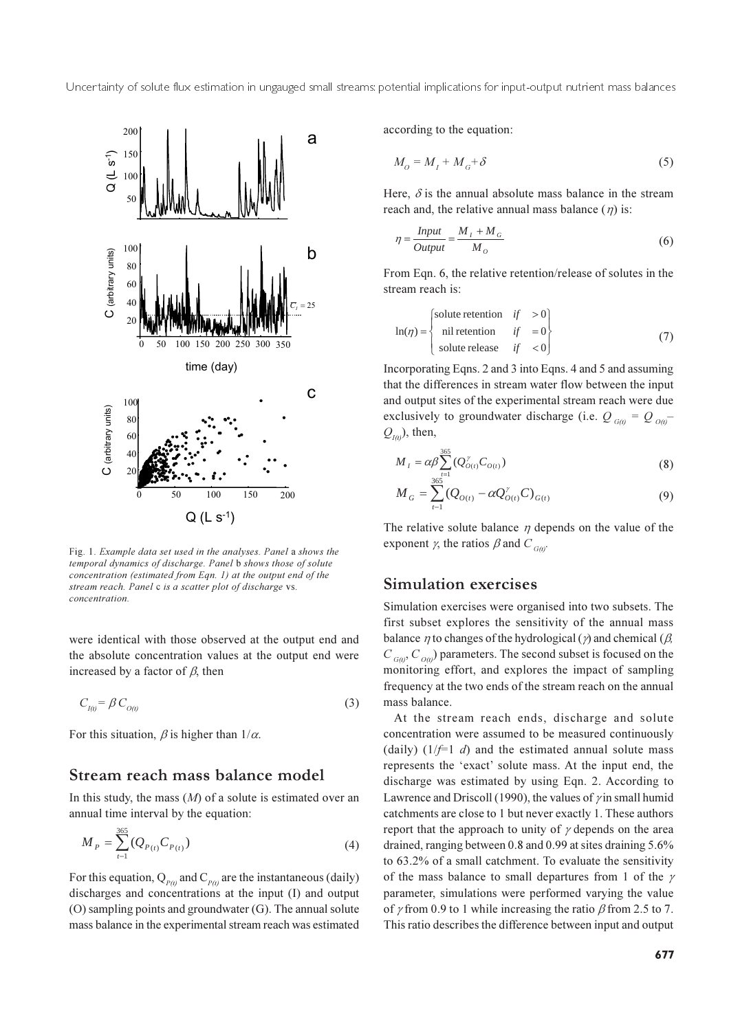Fig. 1. *Example data set used in the analyses. Panel* a *shows the temporal dynamics of discharge. Panel* b *shows those of solute concentration (estimated from Eqn. 1) at the output end of the stream reach. Panel* c *is a scatter plot of discharge* vs. *concentration.*

were identical with those observed at the output end and the absolute concentration values at the output end were increased by a factor of $\beta$, then

$$C_{I(t)} = \beta C_{O(t)} \tag{3}$$

For this situation, $\beta$ is higher than $1/\alpha$.

## Stream reach mass balance model

In this study, the mass ($M$) of a solute is estimated over an annual time interval by the equation:

$$M_P = \sum_{t=1}^{365} (Q_{P(t)} C_{P(t)}) \tag{4}$$

For this equation, $Q_{P(t)}$ and $C_{P(t)}$ are the instantaneous (daily) discharges and concentrations at the input (I) and output (O) sampling points and groundwater (G). The annual solute mass balance in the experimental stream reach was estimated according to the equation:

$$M_O = M_I + M_G + \delta \tag{5}$$

Here, $\delta$ is the annual absolute mass balance in the stream reach and, the relative annual mass balance ($\eta$) is:

$$\eta = \frac{Input}{Output} = \frac{M_I + M_G}{M_O} \tag{6}$$

From Eqn. 6, the relative retention/release of solutes in the stream reach is:

$$\ln(\eta) = \begin{cases} \text{solute retention} & if \quad > 0 \\ \text{nil retention} & if \quad = 0 \\ \text{solute release} & if \quad < 0 \end{cases} \tag{7}$$

Incorporating Eqns. 2 and 3 into Eqns. 4 and 5 and assuming that the differences in stream water flow between the input and output sites of the experimental stream reach were due exclusively to groundwater discharge (i.e. $Q_{G(t)} = Q_{O(t)} - Q_{I(t)}$), then,

$$M_I = \alpha\beta \sum_{t=1}^{365} (Q^{\gamma}_{O(t)} C_{O(t)}) \tag{8}$$

$$M_G = \sum_{t=1}^{365} (Q_{O(t)} - \alpha Q^{\gamma}_{O(t)} C)_{G(t)} \tag{9}$$

The relative solute balance $\eta$ depends on the value of the exponent $\gamma$, the ratios $\beta$ and $C_{G(t)}$.

## Simulation exercises

Simulation exercises were organised into two subsets. The first subset explores the sensitivity of the annual mass balance $\eta$ to changes of the hydrological ($\gamma$) and chemical ($\beta$, $C_{G(t)}$, $C_{O(t)}$) parameters. The second subset is focused on the monitoring effort, and explores the impact of sampling frequency at the two ends of the stream reach on the annual mass balance.

At the stream reach ends, discharge and solute concentration were assumed to be measured continuously (daily) ($1/f$=1 *d*) and the estimated annual solute mass represents the 'exact' solute mass. At the input end, the discharge was estimated by using Eqn. 2. According to Lawrence and Driscoll (1990), the values of $\gamma$ in small humid catchments are close to 1 but never exactly 1. These authors report that the approach to unity of $\gamma$ depends on the area drained, ranging between 0.8 and 0.99 at sites draining 5.6% to 63.2% of a small catchment. To evaluate the sensitivity of the mass balance to small departures from 1 of the $\gamma$ parameter, simulations were performed varying the value of $\gamma$ from 0.9 to 1 while increasing the ratio $\beta$ from 2.5 to 7. This ratio describes the difference between input and output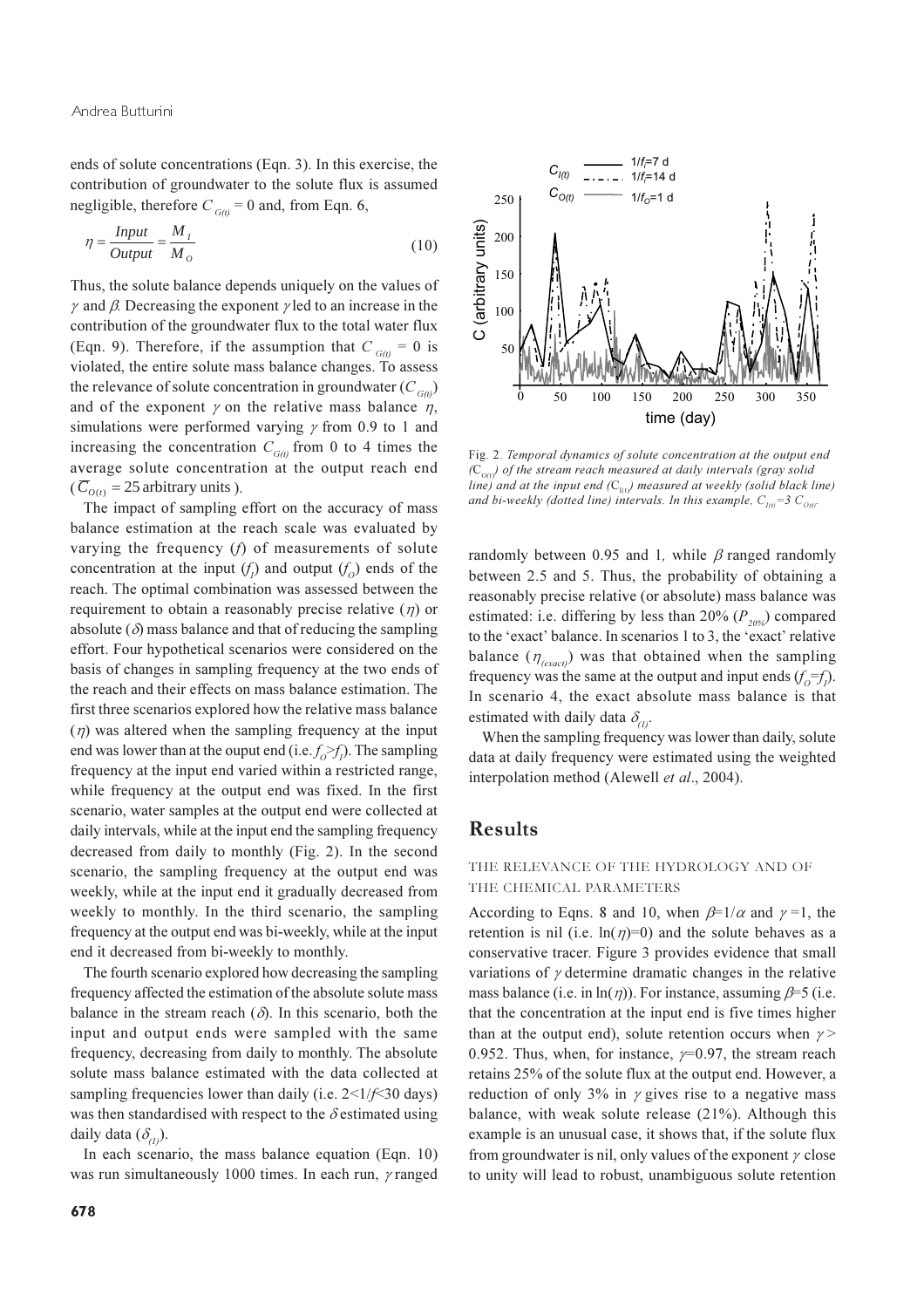ends of solute concentrations (Eqn. 3). In this exercise, the contribution of groundwater to the solute flux is assumed negligible, therefore $C_{G(t)} = 0$ and, from Eqn. 6,

$$\eta = \frac{Input}{Output} = \frac{M_I}{M_O} \tag{10}$$

Thus, the solute balance depends uniquely on the values of $\gamma$ and $\beta$. Decreasing the exponent $\gamma$ led to an increase in the contribution of the groundwater flux to the total water flux (Eqn. 9). Therefore, if the assumption that $C_{G(t)} = 0$ is violated, the entire solute mass balance changes. To assess the relevance of solute concentration in groundwater ($C_{G(t)}$) and of the exponent $\gamma$ on the relative mass balance $\eta$, simulations were performed varying $\gamma$ from 0.9 to 1 and increasing the concentration $C_{G(t)}$ from 0 to 4 times the average solute concentration at the output reach end ($\overline{C}_{O(t)} = 25$ arbitrary units ).

The impact of sampling effort on the accuracy of mass balance estimation at the reach scale was evaluated by varying the frequency ($f$) of measurements of solute concentration at the input ($f_I$) and output ($f_O$) ends of the reach. The optimal combination was assessed between the requirement to obtain a reasonably precise relative ($\eta$) or absolute ($\delta$) mass balance and that of reducing the sampling effort. Four hypothetical scenarios were considered on the basis of changes in sampling frequency at the two ends of the reach and their effects on mass balance estimation. The first three scenarios explored how the relative mass balance ($\eta$) was altered when the sampling frequency at the input end was lower than at the ouput end (i.e. $f_O > f_I$). The sampling frequency at the input end varied within a restricted range, while frequency at the output end was fixed. In the first scenario, water samples at the output end were collected at daily intervals, while at the input end the sampling frequency decreased from daily to monthly (Fig. 2). In the second scenario, the sampling frequency at the output end was weekly, while at the input end it gradually decreased from weekly to monthly. In the third scenario, the sampling frequency at the output end was bi-weekly, while at the input end it decreased from bi-weekly to monthly.

The fourth scenario explored how decreasing the sampling frequency affected the estimation of the absolute solute mass balance in the stream reach ($\delta$). In this scenario, both the input and output ends were sampled with the same frequency, decreasing from daily to monthly. The absolute solute mass balance estimated with the data collected at sampling frequencies lower than daily (i.e. $2<1/f<30$ days) was then standardised with respect to the $\delta$ estimated using daily data ($\delta_{(I)}$).

In each scenario, the mass balance equation (Eqn. 10) was run simultaneously 1000 times. In each run, $\gamma$ ranged randomly between 0.95 and 1, while $\beta$ ranged randomly between 2.5 and 5. Thus, the probability of obtaining a reasonably precise relative (or absolute) mass balance was estimated: i.e. differing by less than 20% ($P_{20\%}$) compared to the 'exact' balance. In scenarios 1 to 3, the 'exact' relative balance ($\eta_{(exact)}$) was that obtained when the sampling frequency was the same at the output and input ends ($f_O = f_I$). In scenario 4, the exact absolute mass balance is that estimated with daily data $\delta_{(I)}$.

When the sampling frequency was lower than daily, solute data at daily frequency were estimated using the weighted interpolation method (Alewell *et al*., 2004).

Fig. 2. *Temporal dynamics of solute concentration at the output end ($C_{O(t)}$) of the stream reach measured at daily intervals (gray solid line) and at the input end ($C_{I(t)}$) measured at weekly (solid black line) and bi-weekly (dotted line) intervals. In this example, $C_{I(t)}=3\ C_{O(t)}$.*

## Results

### THE RELEVANCE OF THE HYDROLOGY AND OF THE CHEMICAL PARAMETERS

According to Eqns. 8 and 10, when $\beta=1/\alpha$ and $\gamma=1$, the retention is nil (i.e. $\ln(\eta)=0$) and the solute behaves as a conservative tracer. Figure 3 provides evidence that small variations of $\gamma$ determine dramatic changes in the relative mass balance (i.e. in $\ln(\eta)$). For instance, assuming $\beta=5$ (i.e. that the concentration at the input end is five times higher than at the output end), solute retention occurs when $\gamma >$ 0.952. Thus, when, for instance, $\gamma=0.97$, the stream reach retains 25% of the solute flux at the output end. However, a reduction of only 3% in $\gamma$ gives rise to a negative mass balance, with weak solute release (21%). Although this example is an unusual case, it shows that, if the solute flux from groundwater is nil, only values of the exponent $\gamma$ close to unity will lead to robust, unambiguous solute retention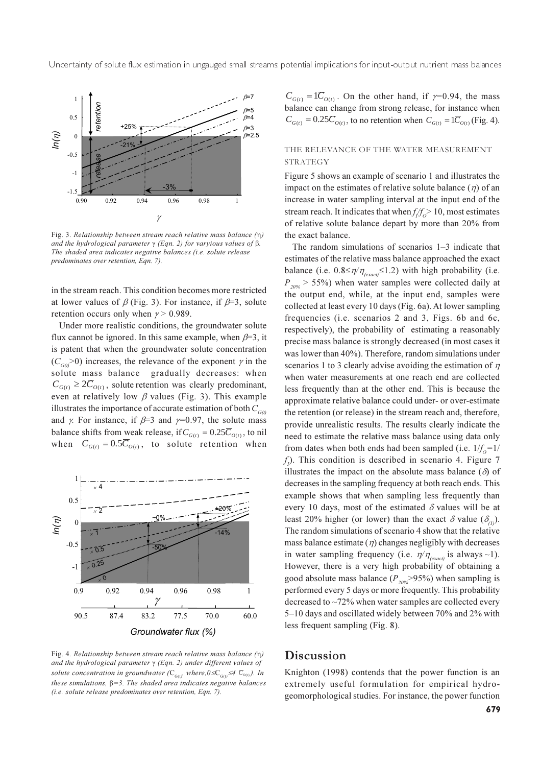Fig. 3. *Relationship between stream reach relative mass balance (η) and the hydrological parameter γ (Eqn. 2) for varyious values of β. The shaded area indicates negative balances (i.e. solute release predominates over retention, Eqn. 7).*

in the stream reach. This condition becomes more restricted at lower values of $\beta$ (Fig. 3). For instance, if $\beta$=3, solute retention occurs only when $\gamma > 0.989$.

Under more realistic conditions, the groundwater solute flux cannot be ignored. In this same example, when $\beta$=3, it is patent that when the groundwater solute concentration ($C_{G(t)}>0$) increases, the relevance of the exponent $\gamma$ in the solute mass balance gradually decreases: when $C_{G(t)} \geq 2\overline{C}_{O(t)}$, solute retention was clearly predominant, even at relatively low $\beta$ values (Fig. 3). This example illustrates the importance of accurate estimation of both $C_{G(t)}$ and $\gamma$. For instance, if $\beta$=3 and $\gamma$=0.97, the solute mass balance shifts from weak release, if $C_{G(t)} = 0.25\overline{C}_{O(t)}$, to nil when $C_{G(t)} = 0.5\overline{C}_{O(t)}$, to solute retention when $C_{G(t)} = 1\overline{C}_{O(t)}$. On the other hand, if $\gamma$=0.94, the mass balance can change from strong release, for instance when $C_{G(t)} = 0.25\overline{C}_{O(t)}$, to no retention when $C_{G(t)} = 1\overline{C}_{O(t)}$ (Fig. 4).

Fig. 4. *Relationship between stream reach relative mass balance (η) and the hydrological parameter γ (Eqn. 2) under different values of solute concentration in groundwater ($C_{G(t)}$, where, $0 \leq C_{G(t)} \leq 4\ \overline{C}_{O(t)}$). In these simulations, β=3. The shaded area indicates negative balances (i.e. solute release predominates over retention, Eqn. 7).*

## THE RELEVANCE OF THE WATER MEASUREMENT STRATEGY

Figure 5 shows an example of scenario 1 and illustrates the impact on the estimates of relative solute balance ($\eta$) of an increase in water sampling interval at the input end of the stream reach. It indicates that when $f_I/f_O > 10$, most estimates of relative solute balance depart by more than 20% from the exact balance.

The random simulations of scenarios 1–3 indicate that estimates of the relative mass balance approached the exact balance (i.e. $0.8 \leq \eta/\eta_{(exact)} \leq 1.2$) with high probability (i.e. $P_{20\%} > 55\%$) when water samples were collected daily at the output end, while, at the input end, samples were collected at least every 10 days (Fig. 6a). At lower sampling frequencies (i.e. scenarios 2 and 3, Figs. 6b and 6c, respectively), the probability of estimating a reasonably precise mass balance is strongly decreased (in most cases it was lower than 40%). Therefore, random simulations under scenarios 1 to 3 clearly advise avoiding the estimation of $\eta$ when water measurements at one reach end are collected less frequently than at the other end. This is because the approximate relative balance could under- or over-estimate the retention (or release) in the stream reach and, therefore, provide unrealistic results. The results clearly indicate the need to estimate the relative mass balance using data only from dates when both ends had been sampled (i.e. $1/f_O = 1/f_I$). This condition is described in scenario 4. Figure 7 illustrates the impact on the absolute mass balance ($\delta$) of decreases in the sampling frequency at both reach ends. This example shows that when sampling less frequently than every 10 days, most of the estimated $\delta$ values will be at least 20% higher (or lower) than the exact $\delta$ value ($\delta_{(I)}$). The random simulations of scenario 4 show that the relative mass balance estimate ($\eta$) changes negligibly with decreases in water sampling frequency (i.e. $\eta/\eta_{(exact)}$ is always ~1). However, there is a very high probability of obtaining a good absolute mass balance ($P_{20\%} > 95\%$) when sampling is performed every 5 days or more frequently. This probability decreased to ~72% when water samples are collected every 5–10 days and oscillated widely between 70% and 2% with less frequent sampling (Fig. 8).

# Discussion

Knighton (1998) contends that the power function is an extremely useful formulation for empirical hydrogeomorphological studies. For instance, the power function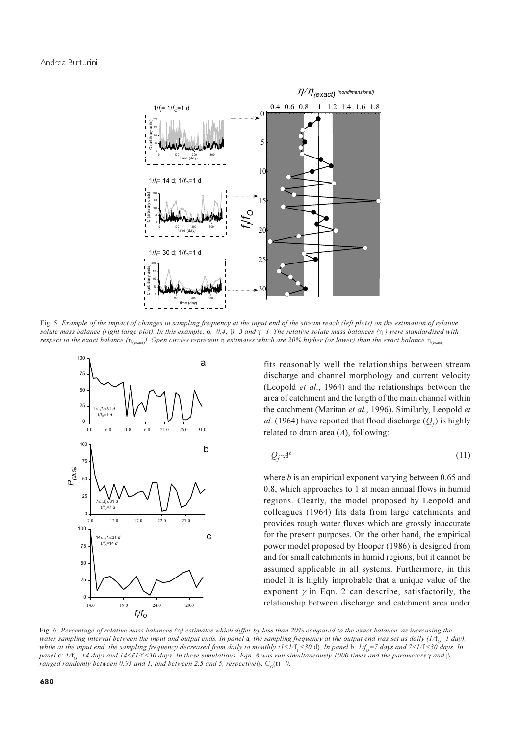Fig. 5. *Example of the impact of changes in sampling frequency at the input end of the stream reach (left plots) on the estimation of relative solute mass balance (right large plot). In this example,* $\alpha=0.4$; $\beta=3$ *and* $\gamma=1$. *The relative solute mass balances (*$\eta$*) were standardised with respect to the exact balance (*$\eta_{(exact)}$*). Open circles represent* $\eta$ *estimates which are 20% higher (or lower) than the exact balance* $\eta_{(exact)}$.

Fig. 6. *Percentage of relative mass balances (*$\eta$*) estimates which differ by less than 20% compared to the exact balance, as increasing the water sampling interval between the input and output ends. In panel* a, *the sampling frequency at the output end was set as daily (*$1/f_O=1$ *day), while at the input end, the sampling frequency decreased from daily to monthly (*$1\leq 1/f_I\leq 30$ d*). In panel* b: $1/f_O=7$ *days and* $7\leq 1/f_I\leq 30$ *days. In panel* c: $1/f_O=14$ *days and* $14\leq 1/f_I\leq 30$ *days. In these simulations, Eqn. 8 was run simultaneously 1000 times and the parameters* $\gamma$ *and* $\beta$ *ranged randomly between 0.95 and 1, and between 2.5 and 5, respectively.* $C_G(t)=0$.

fits reasonably well the relationships between stream discharge and channel morphology and current velocity (Leopold *et al*., 1964) and the relationships between the area of catchment and the length of the main channel within the catchment (Maritan *et al*., 1996). Similarly, Leopold *et al.* (1964) have reported that flood discharge ($Q_f$) is highly related to drain area ($A$), following:

$$Q_f \sim A^b \tag{11}$$

where $b$ is an empirical exponent varying between 0.65 and 0.8, which approaches to 1 at mean annual flows in humid regions. Clearly, the model proposed by Leopold and colleagues (1964) fits data from large catchments and provides rough water fluxes which are grossly inaccurate for the present purposes. On the other hand, the empirical power model proposed by Hooper (1986) is designed from and for small catchments in humid regions, but it cannot be assumed applicable in all systems. Furthermore, in this model it is highly improbable that a unique value of the exponent $\gamma$ in Eqn. 2 can describe, satisfactorily, the relationship between discharge and catchment area under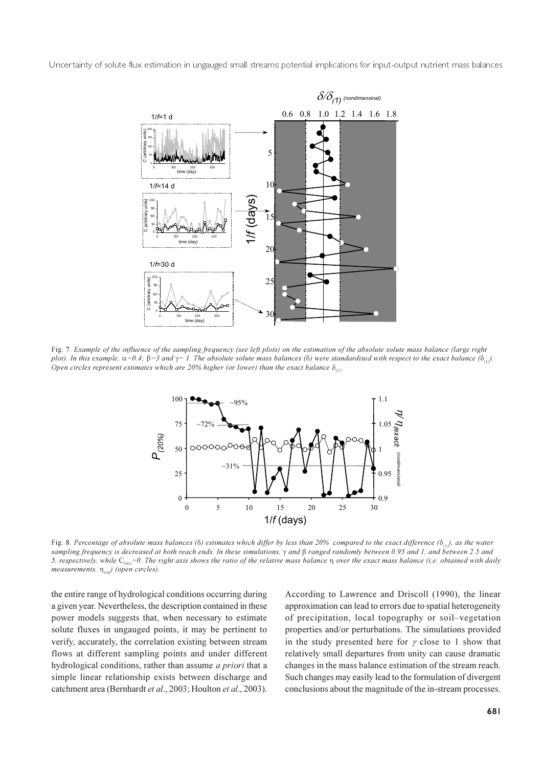Fig. 7. *Example of the influence of the sampling frequency (see left plots) on the estimation of the absolute solute mass balance (large right plot). In this example, $\alpha=0.4$; $\beta=3$ and $\gamma= 1$. The absolute solute mass balances ($\delta$) were standardised with respect to the exact balance ($\delta_{(1)}$). Open circles represent estimates which are 20% higher (or lower) than the exact balance $\delta_{(1)}$.*

Fig. 8. *Percentage of absolute mass balances ($\delta$) estimates which differ by less than 20% compared to the exact difference ($\delta_{(1)}$), as the water sampling frequency is decreased at both reach ends. In these simulations, $\gamma$ and $\beta$ ranged randomly between 0.95 and 1, and between 2.5 and 5, respectively, while $C_{G(1)}=0$. The right axis shows the ratio of the relative mass balance $\eta$ over the exact mass balance (i.e. obtained with daily measurements, $\eta_{exp}$) (open circles).*

the entire range of hydrological conditions occurring during a given year. Nevertheless, the description contained in these power models suggests that, when necessary to estimate solute fluxes in ungauged points, it may be pertinent to verify, accurately, the correlation existing between stream flows at different sampling points and under different hydrological conditions, rather than assume *a priori* that a simple linear relationship exists between discharge and catchment area (Bernhardt *et al*., 2003; Houlton *et al*., 2003).

According to Lawrence and Driscoll (1990), the linear approximation can lead to errors due to spatial heterogeneity of precipitation, local topography or soil–vegetation properties and/or perturbations. The simulations provided in the study presented here for $\gamma$ close to 1 show that relatively small departures from unity can cause dramatic changes in the mass balance estimation of the stream reach. Such changes may easily lead to the formulation of divergent conclusions about the magnitude of the in-stream processes.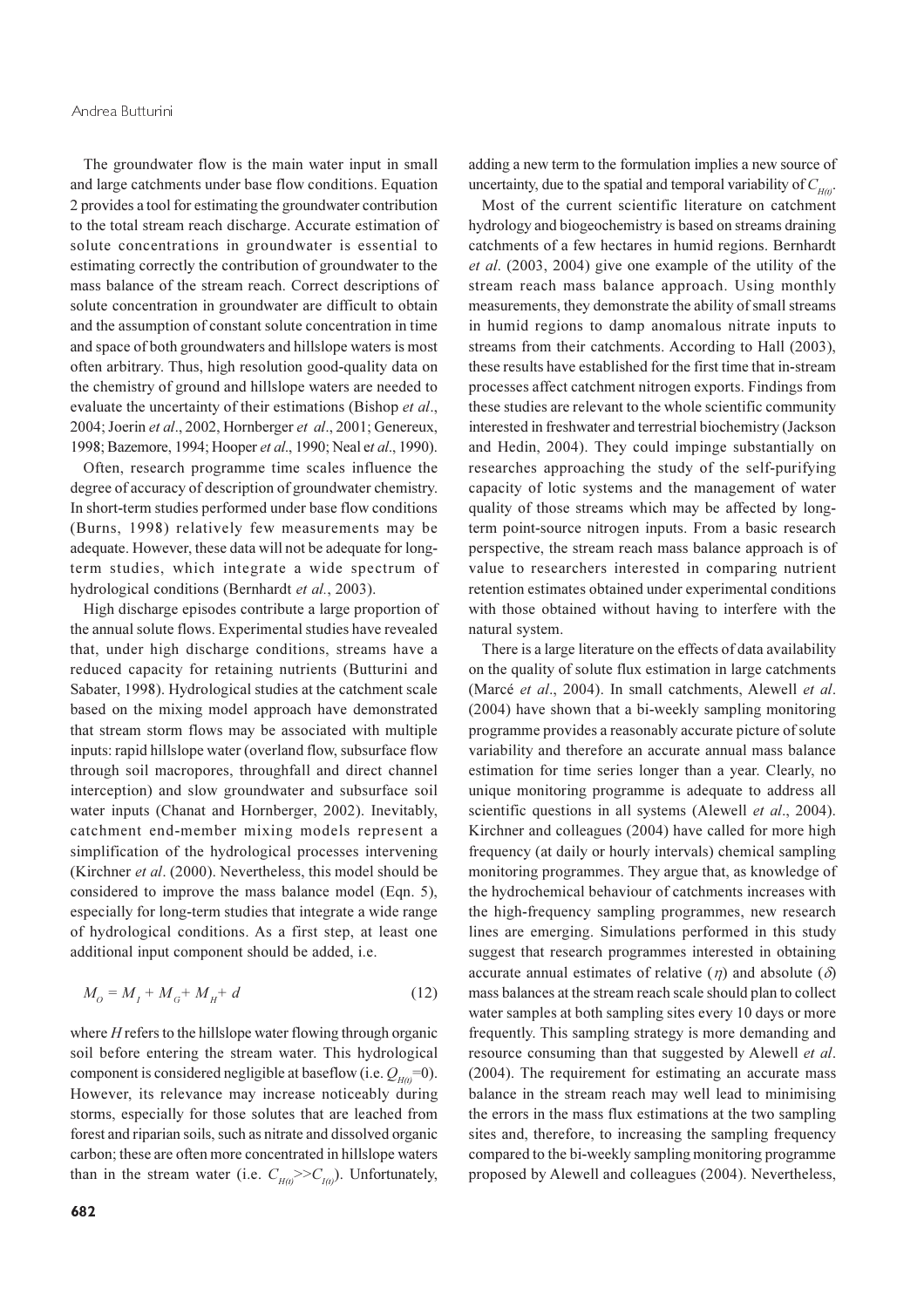The groundwater flow is the main water input in small and large catchments under base flow conditions. Equation 2 provides a tool for estimating the groundwater contribution to the total stream reach discharge. Accurate estimation of solute concentrations in groundwater is essential to estimating correctly the contribution of groundwater to the mass balance of the stream reach. Correct descriptions of solute concentration in groundwater are difficult to obtain and the assumption of constant solute concentration in time and space of both groundwaters and hillslope waters is most often arbitrary. Thus, high resolution good-quality data on the chemistry of ground and hillslope waters are needed to evaluate the uncertainty of their estimations (Bishop *et al*., 2004; Joerin *et al*., 2002, Hornberger *et al*., 2001; Genereux, 1998; Bazemore, 1994; Hooper *et al*., 1990; Neal e*t al*., 1990).

Often, research programme time scales influence the degree of accuracy of description of groundwater chemistry. In short-term studies performed under base flow conditions (Burns, 1998) relatively few measurements may be adequate. However, these data will not be adequate for long-term studies, which integrate a wide spectrum of hydrological conditions (Bernhardt *et al.*, 2003).

High discharge episodes contribute a large proportion of the annual solute flows. Experimental studies have revealed that, under high discharge conditions, streams have a reduced capacity for retaining nutrients (Butturini and Sabater, 1998). Hydrological studies at the catchment scale based on the mixing model approach have demonstrated that stream storm flows may be associated with multiple inputs: rapid hillslope water (overland flow, subsurface flow through soil macropores, throughfall and direct channel interception) and slow groundwater and subsurface soil water inputs (Chanat and Hornberger, 2002). Inevitably, catchment end-member mixing models represent a simplification of the hydrological processes intervening (Kirchner *et al*. (2000). Nevertheless, this model should be considered to improve the mass balance model (Eqn. 5), especially for long-term studies that integrate a wide range of hydrological conditions. As a first step, at least one additional input component should be added, i.e.

$$M_O = M_I + M_G + M_H + d \tag{12}$$

where $H$ refers to the hillslope water flowing through organic soil before entering the stream water. This hydrological component is considered negligible at baseflow (i.e. $Q_{H(t)}=0$). However, its relevance may increase noticeably during storms, especially for those solutes that are leached from forest and riparian soils, such as nitrate and dissolved organic carbon; these are often more concentrated in hillslope waters than in the stream water (i.e. $C_{H(t)} >> C_{I(t)}$). Unfortunately, adding a new term to the formulation implies a new source of uncertainty, due to the spatial and temporal variability of $C_{H(t)}$.

Most of the current scientific literature on catchment hydrology and biogeochemistry is based on streams draining catchments of a few hectares in humid regions. Bernhardt *et al*. (2003, 2004) give one example of the utility of the stream reach mass balance approach. Using monthly measurements, they demonstrate the ability of small streams in humid regions to damp anomalous nitrate inputs to streams from their catchments. According to Hall (2003), these results have established for the first time that in-stream processes affect catchment nitrogen exports. Findings from these studies are relevant to the whole scientific community interested in freshwater and terrestrial biochemistry (Jackson and Hedin, 2004). They could impinge substantially on researches approaching the study of the self-purifying capacity of lotic systems and the management of water quality of those streams which may be affected by long-term point-source nitrogen inputs. From a basic research perspective, the stream reach mass balance approach is of value to researchers interested in comparing nutrient retention estimates obtained under experimental conditions with those obtained without having to interfere with the natural system.

There is a large literature on the effects of data availability on the quality of solute flux estimation in large catchments (Marcé *et al*., 2004). In small catchments, Alewell *et al*. (2004) have shown that a bi-weekly sampling monitoring programme provides a reasonably accurate picture of solute variability and therefore an accurate annual mass balance estimation for time series longer than a year. Clearly, no unique monitoring programme is adequate to address all scientific questions in all systems (Alewell *et al*., 2004). Kirchner and colleagues (2004) have called for more high frequency (at daily or hourly intervals) chemical sampling monitoring programmes. They argue that, as knowledge of the hydrochemical behaviour of catchments increases with the high-frequency sampling programmes, new research lines are emerging. Simulations performed in this study suggest that research programmes interested in obtaining accurate annual estimates of relative ($\eta$) and absolute ($\delta$) mass balances at the stream reach scale should plan to collect water samples at both sampling sites every 10 days or more frequently. This sampling strategy is more demanding and resource consuming than that suggested by Alewell *et al*. (2004). The requirement for estimating an accurate mass balance in the stream reach may well lead to minimising the errors in the mass flux estimations at the two sampling sites and, therefore, to increasing the sampling frequency compared to the bi-weekly sampling monitoring programme proposed by Alewell and colleagues (2004). Nevertheless,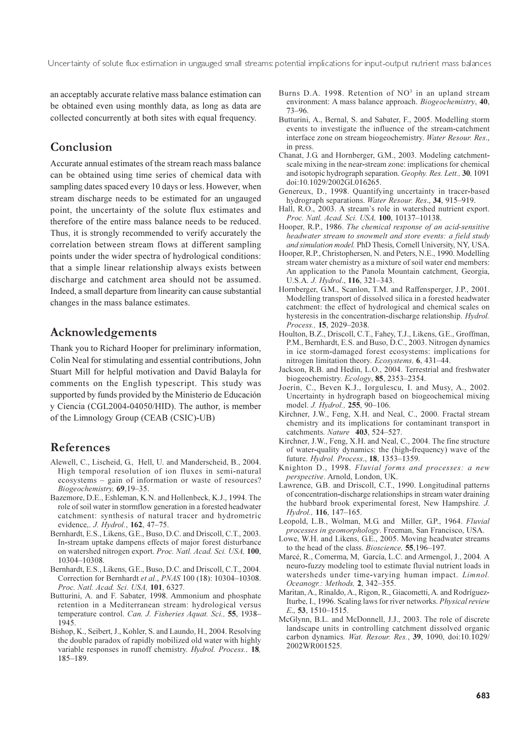an acceptably accurate relative mass balance estimation can be obtained even using monthly data, as long as data are collected concurrently at both sites with equal frequency.

## Conclusion

Accurate annual estimates of the stream reach mass balance can be obtained using time series of chemical data with sampling dates spaced every 10 days or less. However, when stream discharge needs to be estimated for an ungauged point, the uncertainty of the solute flux estimates and therefore of the entire mass balance needs to be reduced. Thus, it is strongly recommended to verify accurately the correlation between stream flows at different sampling points under the wider spectra of hydrological conditions: that a simple linear relationship always exists between discharge and catchment area should not be assumed. Indeed, a small departure from linearity can cause substantial changes in the mass balance estimates.

## Acknowledgements

Thank you to Richard Hooper for preliminary information, Colin Neal for stimulating and essential contributions, John Stuart Mill for helpful motivation and David Balayla for comments on the English typescript. This study was supported by funds provided by the Ministerio de Educación y Ciencia (CGL2004-04050/HID). The author, is member of the Limnology Group (CEAB (CSIC)-UB)

## References

Alewell, C., Lischeid, G., Hell, U. and Manderscheid, B., 2004. High temporal resolution of ion fluxes in semi-natural ecosystems – gain of information or waste of resources? *Biogeochemistry,* **69**,19–35.

Bazemore, D.E., Eshleman, K.N. and Hollenbeck, K.J., 1994. The role of soil water in stormflow generation in a forested headwater catchment: synthesis of natural tracer and hydrometric evidence,. *J. Hydrol.*, **162**, 47–75.

Bernhardt, E.S., Likens, G.E., Buso, D.C. and Driscoll, C.T., 2003. In-stream uptake dampens effects of major forest disturbance on watershed nitrogen export. *Proc. Natl. Acad. Sci. USA,* **100**, 10304–10308.

Bernhardt, E.S., Likens, G.E., Buso, D.C. and Driscoll, C.T., 2004. Correction for Bernhardt *et al*., *PNAS* 100 (18): 10304–10308. *Proc. Natl. Acad. Sci. USA,* **101**, 6327.

Butturini, A. and F. Sabater, 1998. Ammonium and phosphate retention in a Mediterranean stream: hydrological versus temperature control. *Can. J. Fisheries Aquat. Sci.,* **55**, 1938–1945.

Bishop, K., Seibert, J., Kohler, S. and Laundo, H., 2004. Resolving the double paradox of rapidly mobilized old water with highly variable responses in runoff chemistry. *Hydrol. Process.,* **18***,* 185–189.

Burns D.A. 1998. Retention of $NO^3$ in an upland stream environment: A mass balance approach. *Biogeochemistry*, **40**, 73–96.

Butturini, A., Bernal, S. and Sabater, F., 2005. Modelling storm events to investigate the influence of the stream-catchment interface zone on stream biogeochemistry. *Water Resour. Res*., in press.

Chanat, J.G. and Hornberger, G.M., 2003. Modeling catchment-scale mixing in the near-stream zone: implications for chemical and isotopic hydrograph separation. *Geophy. Res. Lett.,* **30***,* 1091 doi:10.1029/2002GL016265.

Genereux, D., 1998. Quantifying uncertainty in tracer-based hydrograph separations. *Water Resour. Res*., **34**, 915–919.

Hall, R.O., 2003. A stream's role in watershed nutrient export. *Proc. Natl. Acad. Sci. USA,* **100**, 10137–10138.

Hooper, R.P., 1986. *The chemical response of an acid-sensitive headwater stream to snowmelt and store events: a field study and simulation model.* PhD Thesis, Cornell University, NY, USA.

Hooper, R.P., Christophersen, N. and Peters, N.E., 1990. Modelling stream water chemistry as a mixture of soil water end members: An application to the Panola Mountain catchment, Georgia, U.S.A. *J. Hydrol*., **116**, 321–343.

Hornberger, G.M., Scanlon, T.M. and Raffensperger, J.P., 2001. Modelling transport of dissolved silica in a forested headwater catchment: the effect of hydrological and chemical scales on hysteresis in the concentration-discharge relationship. *Hydrol. Process.,* **15**, 2029–2038.

Houlton, B.Z., Driscoll, C.T., Fahey, T.J., Likens, G.E., Groffman, P.M., Bernhardt, E.S. and Buso, D.C., 2003. Nitrogen dynamics in ice storm-damaged forest ecosystems: implications for nitrogen limitation theory. *Ecosystems,* **6**, 431–44.

Jackson, R.B. and Hedin, L.O., 2004. Terrestrial and freshwater biogeochemistry. *Ecology*, **85**, 2353–2354.

Joerin, C., Beven K.J., Iorgulescu, I. and Musy, A., 2002. Uncertainty in hydrograph based on biogeochemical mixing model. *J. Hydrol.,* **255**, 90–106.

Kirchner, J.W., Feng, X.H. and Neal, C., 2000. Fractal stream chemistry and its implications for contaminant transport in catchments. *Nature* **403**, 524–527.

Kirchner, J.W., Feng, X.H. and Neal, C., 2004. The fine structure of water-quality dynamics: the (high-frequency) wave of the future. *Hydrol. Process*., **18**, 1353–1359.

Knighton D., 1998. *Fluvial forms and processes: a new perspective*. Arnold, London, UK.

Lawrence, G.B. and Driscoll, C.T., 1990. Longitudinal patterns of concentration-discharge relationships in stream water draining the hubbard brook experimental forest, New Hampshire*. J. Hydrol.,* **116**, 147–165.

Leopold, L.B., Wolman, M.G. and Miller, G.P., 1964. *Fluvial processes in geomorphology*. Freeman, San Francisco, USA.

Lowe, W.H. and Likens, G.E., 2005. Moving headwater streams to the head of the class. *Bioscience,* **55**,196–197.

Marcé, R., Comerma, M, García, L.C. and Armengol, J., 2004*.* A neuro-fuzzy modeling tool to estimate fluvial nutrient loads in watersheds under time-varying human impact. *Limnol. Oceanogr.: Methods,* **2**, 342–355.

Maritan, A., Rinaldo, A., Rigon, R., Giacometti, A. and Rodríguez-Iturbe, I., 1996. Scaling laws for river networks. *Physical review E*., **53**, 1510–1515.

McGlynn, B.L. and McDonnell, J.J., 2003. The role of discrete landscape units in controlling catchment dissolved organic carbon dynamics*. Wat. Resour. Res.*, **39**, 1090, doi:10.1029/2002WR001525.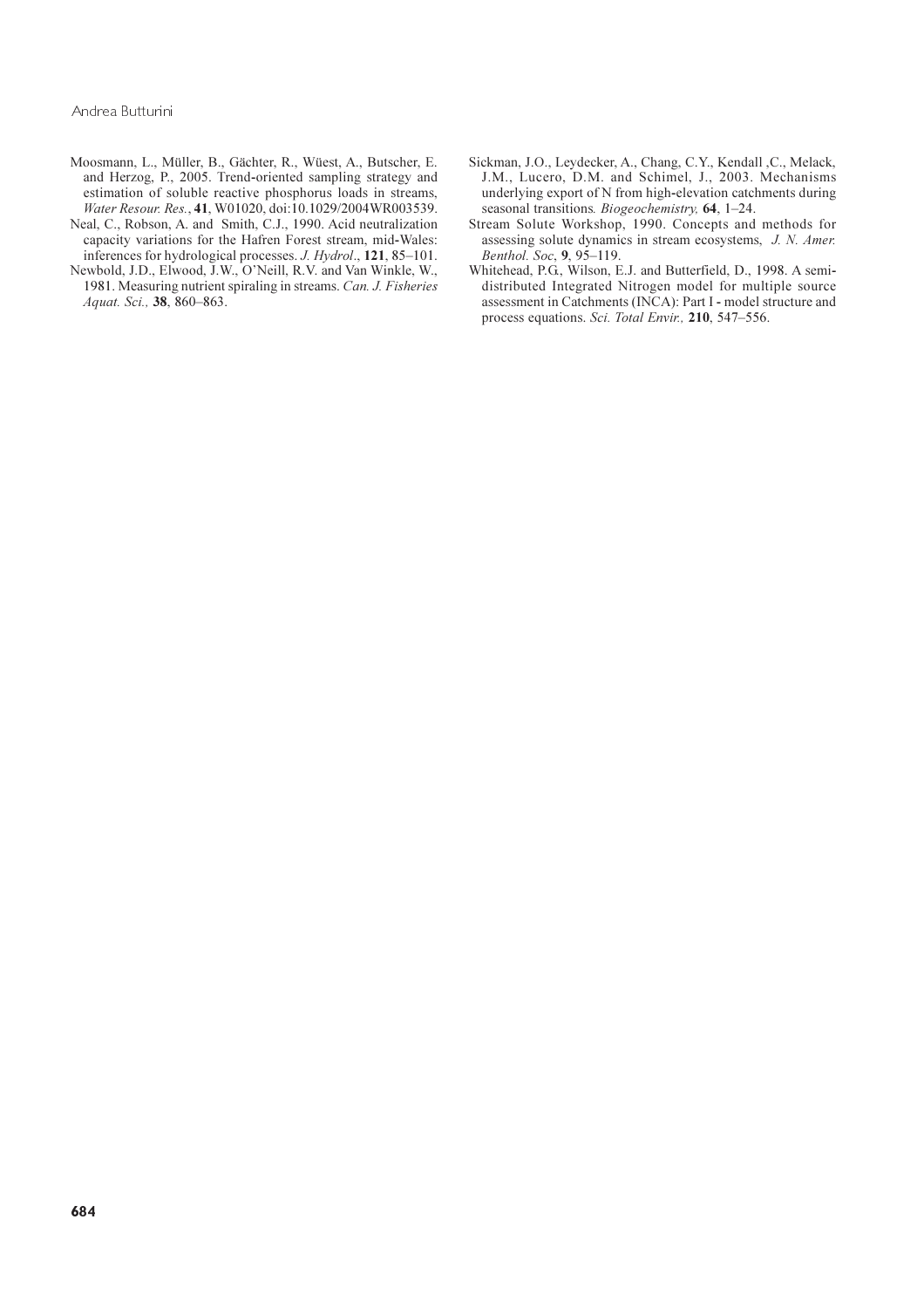Moosmann, L., Müller, B., Gächter, R., Wüest, A., Butscher, E. and Herzog, P., 2005. Trend-oriented sampling strategy and estimation of soluble reactive phosphorus loads in streams, *Water Resour. Res.*, **41**, W01020, doi:10.1029/2004WR003539.

Neal, C., Robson, A. and Smith, C.J., 1990. Acid neutralization capacity variations for the Hafren Forest stream, mid-Wales: inferences for hydrological processes. *J. Hydrol*., **121**, 85–101.

Newbold, J.D., Elwood, J.W., O'Neill, R.V. and Van Winkle, W., 1981. Measuring nutrient spiraling in streams. *Can. J. Fisheries Aquat. Sci.,* **38**, 860–863.

Sickman, J.O., Leydecker, A., Chang, C.Y., Kendall ,C., Melack, J.M., Lucero, D.M. and Schimel, J., 2003. Mechanisms underlying export of N from high-elevation catchments during seasonal transitions*. Biogeochemistry,* **64**, 1–24.

Stream Solute Workshop, 1990. Concepts and methods for assessing solute dynamics in stream ecosystems, *J. N. Amer. Benthol. Soc*, **9**, 95–119.

Whitehead, P.G., Wilson, E.J. and Butterfield, D., 1998. A semi-distributed Integrated Nitrogen model for multiple source assessment in Catchments (INCA): Part I - model structure and process equations. *Sci. Total Envir.,* **210**, 547–556.